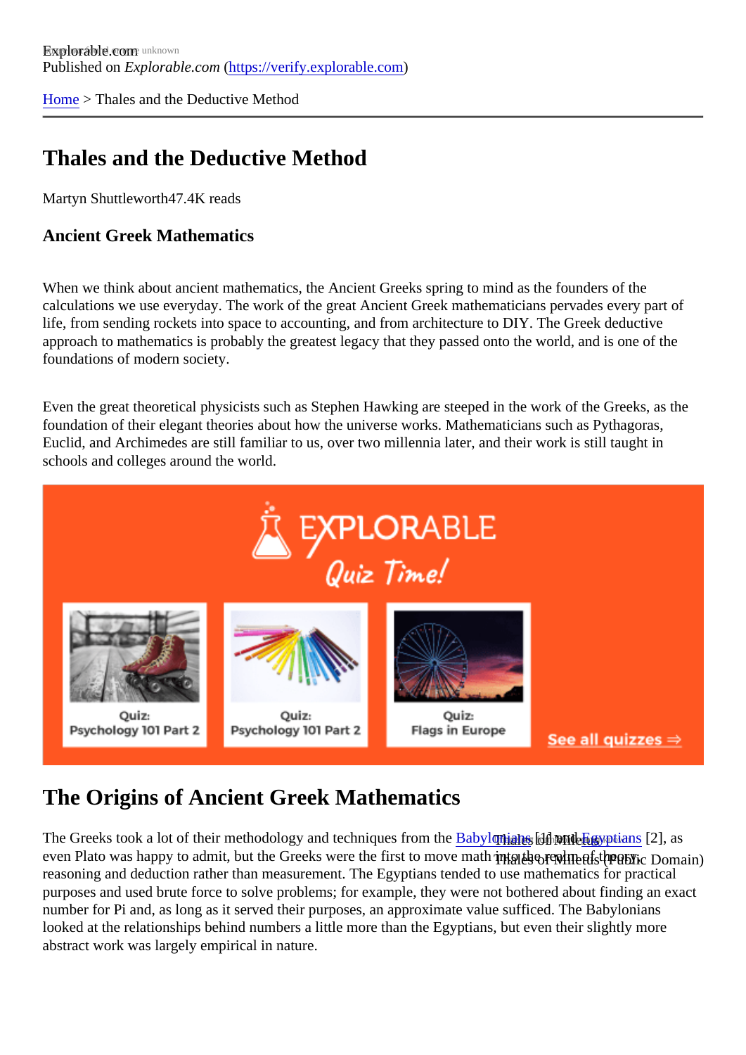Published on *Explorable.com* (https://verify.explorable.com)

Home > Thales and the Deductive Method

# Thales and the Deductive Method

Martyn Shuttleworth47.4K reads

### Ancient Greek Mathematics

When we think about ancient mathematics, the Ancient Greeks spring to mind as the founders of the calculations we use everyday. The work of the great Ancient Greek mathematicians pervades every part of life, from sending rockets into space to accounting, and from architecture to DIY. The Greek deductive approach to mathematics is probably the greatest legacy that they passed onto the world, and is one of the foundations of modern society.

Even the great theoretical physicists such as Stephen Hawking are steeped in the work of the Greeks, as the foundation of their elegant theories about how the universe works. Mathematicians such as Pythagoras, Euclid, and Archimedes are still familiar to us, over two millennia later, and their work is still taught in schools and colleges around the world.

## The Origins of Ancient Greek Mathematics

Thales of Miletus (Public Domain)

The Greeks took a lot of their methodology and techniques from the Babylonians [1] and Egyptians [2], as even Plato was happy to admit, but the Greeks were the first to move math into the realm of theory, reasoning and deduction rather than measurement. The Egyptians tended to use mathematics for practical purposes and used brute force to solve problems; for example, they were not bothered about finding an exact number for Pi and, as long as it served their purposes, an approximate value sufficed. The Babylonians looked at the relationships behind numbers a little more than the Egyptians, but even their slightly more abstract work was largely empirical in nature.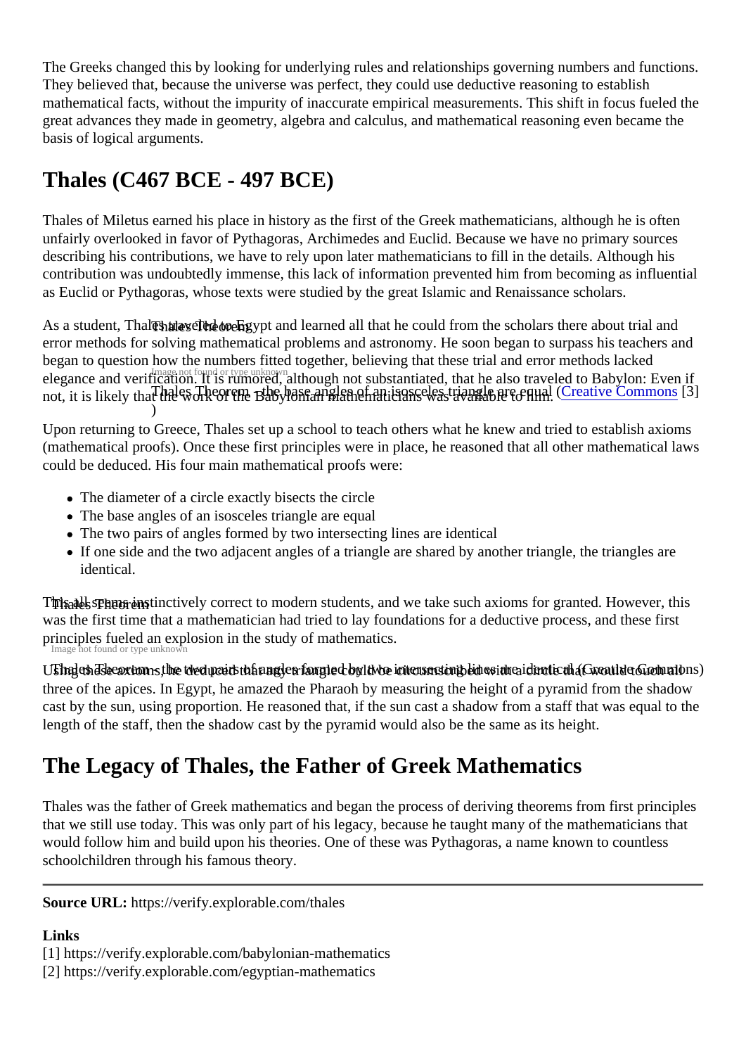The Greeks changed this by looking for underlying rules and relationships governing numbers and functions. They believed that, because the universe was perfect, they could use deductive reasoning to establish mathematical facts, without the impurity of inaccurate empirical measurements. This shift in focus fueled the great advances they made in geometry, algebra and calculus, and mathematical reasoning even became the basis of logical arguments.

## Thales (C467 BCE - 497 BCE)

Thales of Miletus earned his place in history as the first of the Greek mathematicians, although he is often unfairly overlooked in favor of Pythagoras, Archimedes and Euclid. Because we have no primary sources describing his contributions, we have to rely upon later mathematicians to fill in the details. Although his contribution was undoubtedly immense, this lack of information prevented him from becoming as influential as Euclid or Pythagoras, whose texts were studied by the great Islamic and Renaissance scholars.

Thales Theorem

Image not found or type unknown

Thales Theorem - the base angles of an isosceles triangle are equal (Creative Commons [3])

As a student, Thales traveled to Egypt and learned all that he could from the scholars there about trial and error methods for solving mathematical problems and astronomy. He soon began to surpass his teachers and began to question how the numbers fitted together, believing that these trial and error methods lacked elegance and verification. It is rumored, although not substantiated, that he also traveled to Babylon: Even if not, it is likely that the work of the Babylonian mathematicians was available to him.

Upon returning to Greece, Thales set up a school to teach others what he knew and tried to establish axioms (mathematical proofs). Once these first principles were in place, he reasoned that all other mathematical laws could be deduced. His four main mathematical proofs were:

- The diameter of a circle exactly bisects the circle
- The base angles of an isosceles triangle are equal
- The two pairs of angles formed by two intersecting lines are identical
- If one side and the two adjacent angles of a triangle are shared by another triangle, the triangles are identical.

Thales Theorem

Image not found or type unknown

Thales Theorem - the two pairs of angles formed by two intersecting lines are identical (Creative Commons)

This all seems instinctively correct to modern students, and we take such axioms for granted. However, this was the first time that a mathematician had tried to lay foundations for a deductive process, and these first principles fueled an explosion in the study of mathematics.

Using these axioms, he deduced that any triangle could be circumscribed with a circle that would touch all three of the apices. In Egypt, he amazed the Pharaoh by measuring the height of a pyramid from the shadow cast by the sun, using proportion. He reasoned that, if the sun cast a shadow from a staff that was equal to the length of the staff, then the shadow cast by the pyramid would also be the same as its height.

## The Legacy of Thales, the Father of Greek Mathematics

Thales was the father of Greek mathematics and began the process of deriving theorems from first principles that we still use today. This was only part of his legacy, because he taught many of the mathematicians that would follow him and build upon his theories. One of these was Pythagoras, a name known to countless schoolchildren through his famous theory.

---

**Source URL:** https://verify.explorable.com/thales

**Links**

[1] https://verify.explorable.com/babylonian-mathematics
[2] https://verify.explorable.com/egyptian-mathematics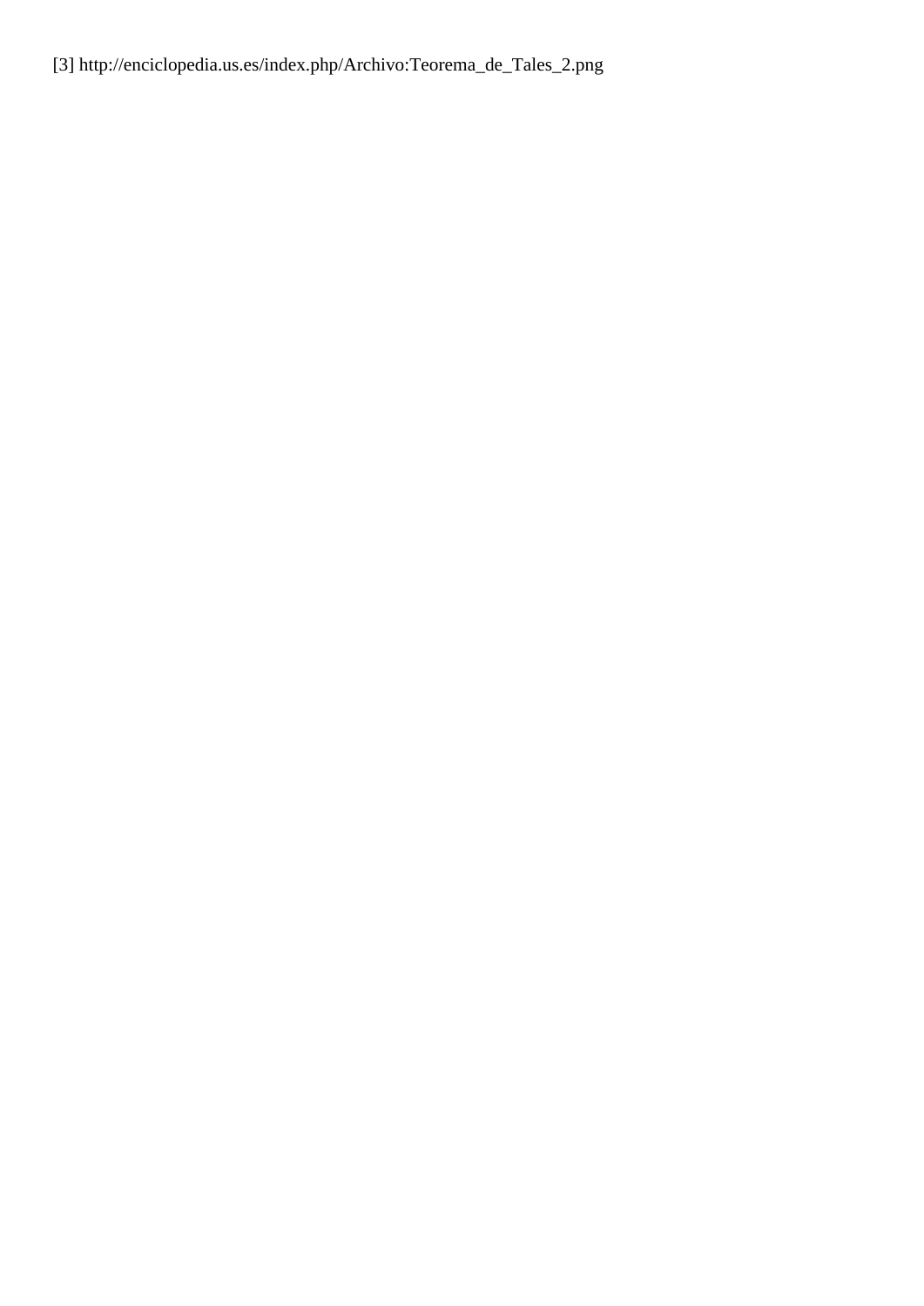[3] http://enciclopedia.us.es/index.php/Archivo:Teorema_de_Tales_2.png